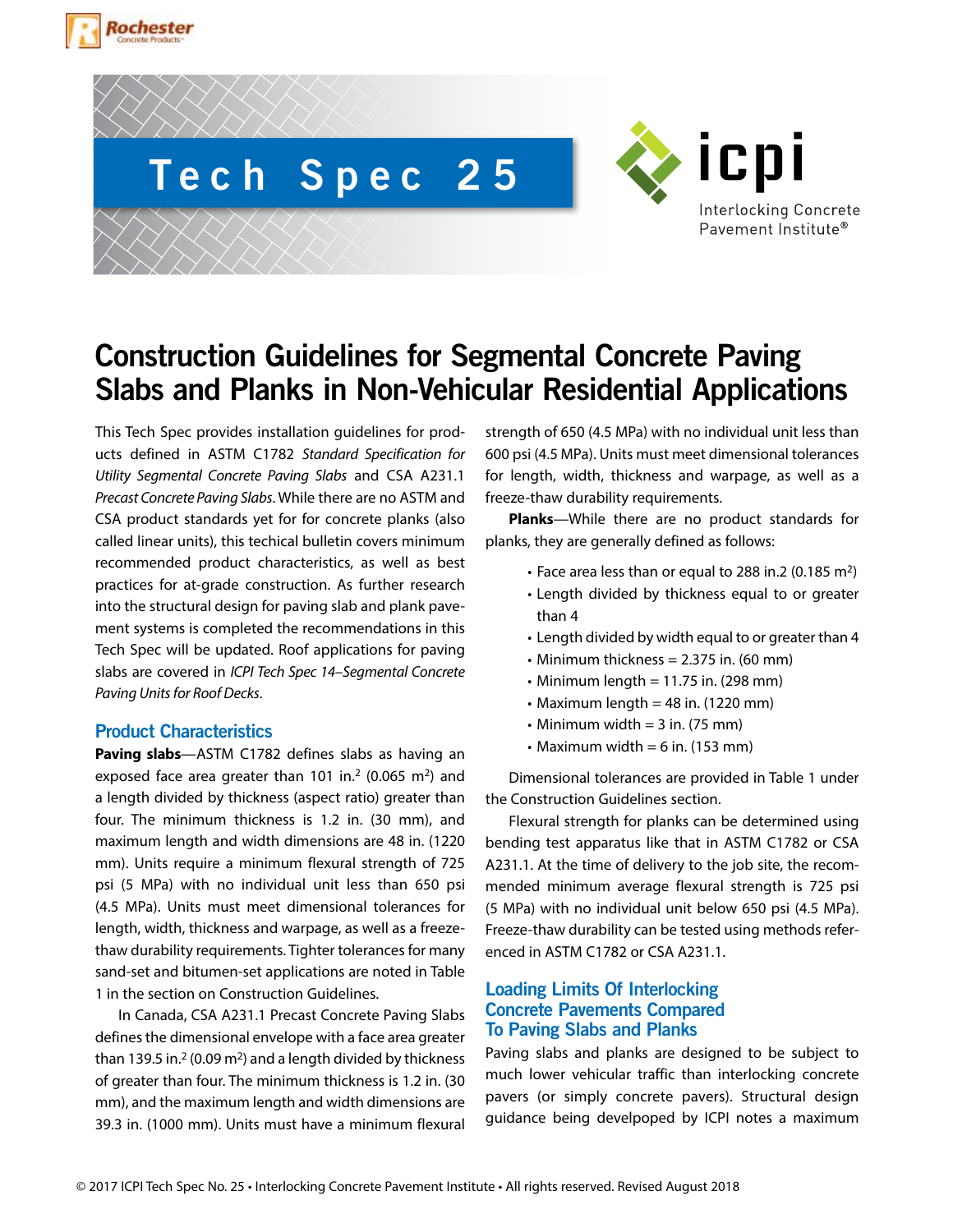# Tech Spec 25

icpi
Interlocking Concrete Pavement Institute®

# Construction Guidelines for Segmental Concrete Paving Slabs and Planks in Non-Vehicular Residential Applications

This Tech Spec provides installation guidelines for products defined in ASTM C1782 *Standard Specification for Utility Segmental Concrete Paving Slabs* and CSA A231.1 *Precast Concrete Paving Slabs*. While there are no ASTM and CSA product standards yet for for concrete planks (also called linear units), this techical bulletin covers minimum recommended product characteristics, as well as best practices for at-grade construction. As further research into the structural design for paving slab and plank pavement systems is completed the recommendations in this Tech Spec will be updated. Roof applications for paving slabs are covered in *ICPI Tech Spec 14–Segmental Concrete Paving Units for Roof Decks*.

## Product Characteristics

**Paving slabs**—ASTM C1782 defines slabs as having an exposed face area greater than 101 in.$^2$ (0.065 m$^2$) and a length divided by thickness (aspect ratio) greater than four. The minimum thickness is 1.2 in. (30 mm), and maximum length and width dimensions are 48 in. (1220 mm). Units require a minimum flexural strength of 725 psi (5 MPa) with no individual unit less than 650 psi (4.5 MPa). Units must meet dimensional tolerances for length, width, thickness and warpage, as well as a freeze-thaw durability requirements. Tighter tolerances for many sand-set and bitumen-set applications are noted in Table 1 in the section on Construction Guidelines.

In Canada, CSA A231.1 Precast Concrete Paving Slabs defines the dimensional envelope with a face area greater than 139.5 in.$^2$ (0.09 m$^2$) and a length divided by thickness of greater than four. The minimum thickness is 1.2 in. (30 mm), and the maximum length and width dimensions are 39.3 in. (1000 mm). Units must have a minimum flexural strength of 650 (4.5 MPa) with no individual unit less than 600 psi (4.5 MPa). Units must meet dimensional tolerances for length, width, thickness and warpage, as well as a freeze-thaw durability requirements.

**Planks**—While there are no product standards for planks, they are generally defined as follows:

- Face area less than or equal to 288 in.2 (0.185 m$^2$)
- Length divided by thickness equal to or greater than 4
- Length divided by width equal to or greater than 4
- Minimum thickness = 2.375 in. (60 mm)
- Minimum length = 11.75 in. (298 mm)
- Maximum length = 48 in. (1220 mm)
- Minimum width = 3 in. (75 mm)
- Maximum width = 6 in. (153 mm)

Dimensional tolerances are provided in Table 1 under the Construction Guidelines section.

Flexural strength for planks can be determined using bending test apparatus like that in ASTM C1782 or CSA A231.1. At the time of delivery to the job site, the recommended minimum average flexural strength is 725 psi (5 MPa) with no individual unit below 650 psi (4.5 MPa). Freeze-thaw durability can be tested using methods referenced in ASTM C1782 or CSA A231.1.

## Loading Limits Of Interlocking Concrete Pavements Compared To Paving Slabs and Planks

Paving slabs and planks are designed to be subject to much lower vehicular traffic than interlocking concrete pavers (or simply concrete pavers). Structural design guidance being develpoped by ICPI notes a maximum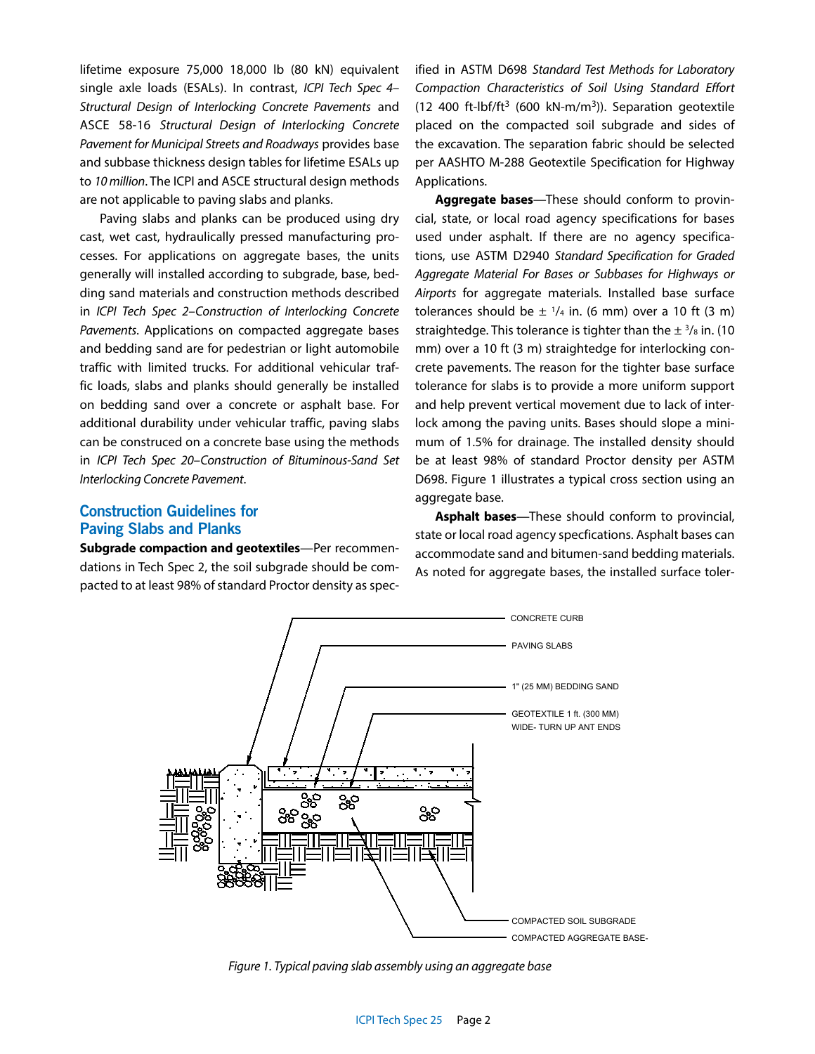lifetime exposure 75,000 18,000 lb (80 kN) equivalent single axle loads (ESALs). In contrast, *ICPI Tech Spec 4–Structural Design of Interlocking Concrete Pavements* and ASCE 58-16 *Structural Design of Interlocking Concrete Pavement for Municipal Streets and Roadways* provides base and subbase thickness design tables for lifetime ESALs up to *10 million*. The ICPI and ASCE structural design methods are not applicable to paving slabs and planks.

Paving slabs and planks can be produced using dry cast, wet cast, hydraulically pressed manufacturing processes. For applications on aggregate bases, the units generally will installed according to subgrade, base, bedding sand materials and construction methods described in *ICPI Tech Spec 2–Construction of Interlocking Concrete Pavements*. Applications on compacted aggregate bases and bedding sand are for pedestrian or light automobile traffic with limited trucks. For additional vehicular traffic loads, slabs and planks should generally be installed on bedding sand over a concrete or asphalt base. For additional durability under vehicular traffic, paving slabs can be constructed on a concrete base using the methods in *ICPI Tech Spec 20–Construction of Bituminous-Sand Set Interlocking Concrete Pavement*.

## Construction Guidelines for Paving Slabs and Planks

**Subgrade compaction and geotextiles**—Per recommendations in Tech Spec 2, the soil subgrade should be compacted to at least 98% of standard Proctor density as specified in ASTM D698 *Standard Test Methods for Laboratory Compaction Characteristics of Soil Using Standard Effort* (12 400 ft-lbf/ft$^3$ (600 kN-m/m$^3$)). Separation geotextile placed on the compacted soil subgrade and sides of the excavation. The separation fabric should be selected per AASHTO M-288 Geotextile Specification for Highway Applications.

**Aggregate bases**—These should conform to provincial, state, or local road agency specifications for bases used under asphalt. If there are no agency specifications, use ASTM D2940 *Standard Specification for Graded Aggregate Material For Bases or Subbases for Highways or Airports* for aggregate materials. Installed base surface tolerances should be ± 1/4 in. (6 mm) over a 10 ft (3 m) straightedge. This tolerance is tighter than the ± 3/8 in. (10 mm) over a 10 ft (3 m) straightedge for interlocking concrete pavements. The reason for the tighter base surface tolerance for slabs is to provide a more uniform support and help prevent vertical movement due to lack of interlock among the paving units. Bases should slope a minimum of 1.5% for drainage. The installed density should be at least 98% of standard Proctor density per ASTM D698. Figure 1 illustrates a typical cross section using an aggregate base.

**Asphalt bases**—These should conform to provincial, state or local road agency specfications. Asphalt bases can accommodate sand and bitumen-sand bedding materials. As noted for aggregate bases, the installed surface toler-

CONCRETE CURB
PAVING SLABS
1" (25 MM) BEDDING SAND
GEOTEXTILE 1 ft. (300 MM) WIDE- TURN UP ANT ENDS
COMPACTED SOIL SUBGRADE
COMPACTED AGGREGATE BASE-

*Figure 1. Typical paving slab assembly using an aggregate base*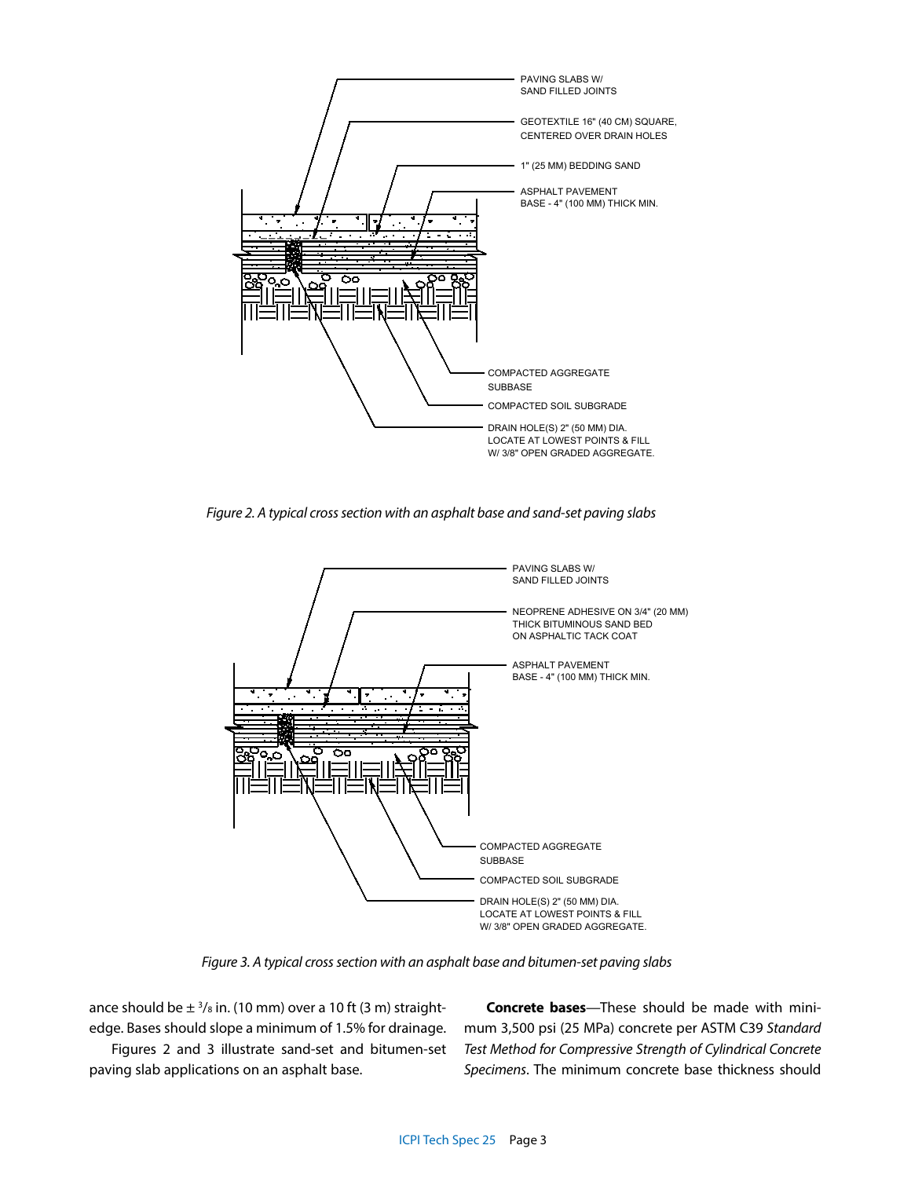PAVING SLABS W/ SAND FILLED JOINTS

GEOTEXTILE 16" (40 CM) SQUARE, CENTERED OVER DRAIN HOLES

1" (25 MM) BEDDING SAND

ASPHALT PAVEMENT BASE - 4" (100 MM) THICK MIN.

COMPACTED AGGREGATE SUBBASE

COMPACTED SOIL SUBGRADE

DRAIN HOLE(S) 2" (50 MM) DIA. LOCATE AT LOWEST POINTS & FILL W/ 3/8" OPEN GRADED AGGREGATE.

*Figure 2. A typical cross section with an asphalt base and sand-set paving slabs*

PAVING SLABS W/ SAND FILLED JOINTS

NEOPRENE ADHESIVE ON 3/4" (20 MM) THICK BITUMINOUS SAND BED ON ASPHALTIC TACK COAT

ASPHALT PAVEMENT BASE - 4" (100 MM) THICK MIN.

COMPACTED AGGREGATE SUBBASE

COMPACTED SOIL SUBGRADE

DRAIN HOLE(S) 2" (50 MM) DIA. LOCATE AT LOWEST POINTS & FILL W/ 3/8" OPEN GRADED AGGREGATE.

*Figure 3. A typical cross section with an asphalt base and bitumen-set paving slabs*

ance should be ± $^{3}/_{8}$ in. (10 mm) over a 10 ft (3 m) straightedge. Bases should slope a minimum of 1.5% for drainage.

Figures 2 and 3 illustrate sand-set and bitumen-set paving slab applications on an asphalt base.

**Concrete bases**—These should be made with minimum 3,500 psi (25 MPa) concrete per ASTM C39 *Standard Test Method for Compressive Strength of Cylindrical Concrete Specimens*. The minimum concrete base thickness should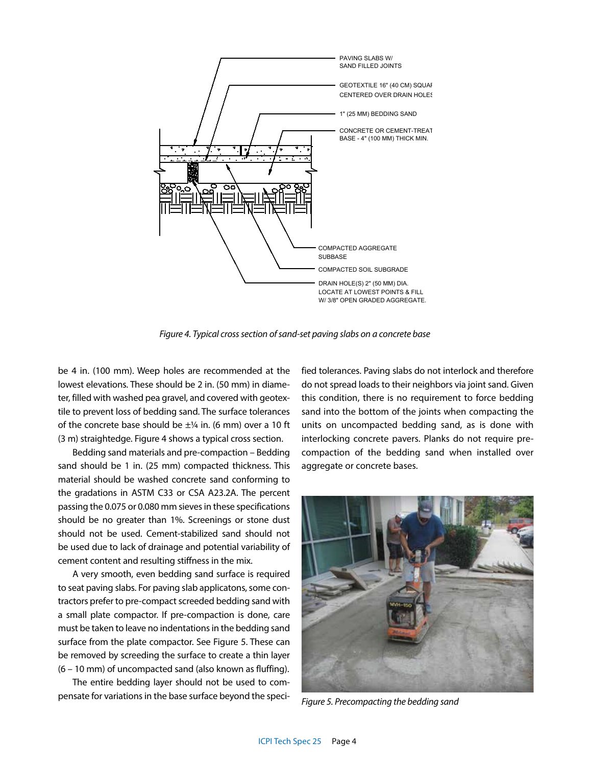PAVING SLABS W/ SAND FILLED JOINTS

GEOTEXTILE 16" (40 CM) SQUARE CENTERED OVER DRAIN HOLES

1" (25 MM) BEDDING SAND

CONCRETE OR CEMENT-TREATED BASE - 4" (100 MM) THICK MIN.

COMPACTED AGGREGATE SUBBASE

COMPACTED SOIL SUBGRADE

DRAIN HOLE(S) 2" (50 MM) DIA. LOCATE AT LOWEST POINTS & FILL W/ 3/8" OPEN GRADED AGGREGATE.

*Figure 4. Typical cross section of sand-set paving slabs on a concrete base*

be 4 in. (100 mm). Weep holes are recommended at the lowest elevations. These should be 2 in. (50 mm) in diameter, filled with washed pea gravel, and covered with geotextile to prevent loss of bedding sand. The surface tolerances of the concrete base should be ±¼ in. (6 mm) over a 10 ft (3 m) straightedge. Figure 4 shows a typical cross section.

Bedding sand materials and pre-compaction – Bedding sand should be 1 in. (25 mm) compacted thickness. This material should be washed concrete sand conforming to the gradations in ASTM C33 or CSA A23.2A. The percent passing the 0.075 or 0.080 mm sieves in these specifications should be no greater than 1%. Screenings or stone dust should not be used. Cement-stabilized sand should not be used due to lack of drainage and potential variability of cement content and resulting stiffness in the mix.

A very smooth, even bedding sand surface is required to seat paving slabs. For paving slab applicatons, some contractors prefer to pre-compact screeded bedding sand with a small plate compactor. If pre-compaction is done, care must be taken to leave no indentations in the bedding sand surface from the plate compactor. See Figure 5. These can be removed by screeding the surface to create a thin layer (6 – 10 mm) of uncompacted sand (also known as fluffing).

The entire bedding layer should not be used to compensate for variations in the base surface beyond the specified tolerances. Paving slabs do not interlock and therefore do not spread loads to their neighbors via joint sand. Given this condition, there is no requirement to force bedding sand into the bottom of the joints when compacting the units on uncompacted bedding sand, as is done with interlocking concrete pavers. Planks do not require pre-compaction of the bedding sand when installed over aggregate or concrete bases.

*Figure 5. Precompacting the bedding sand*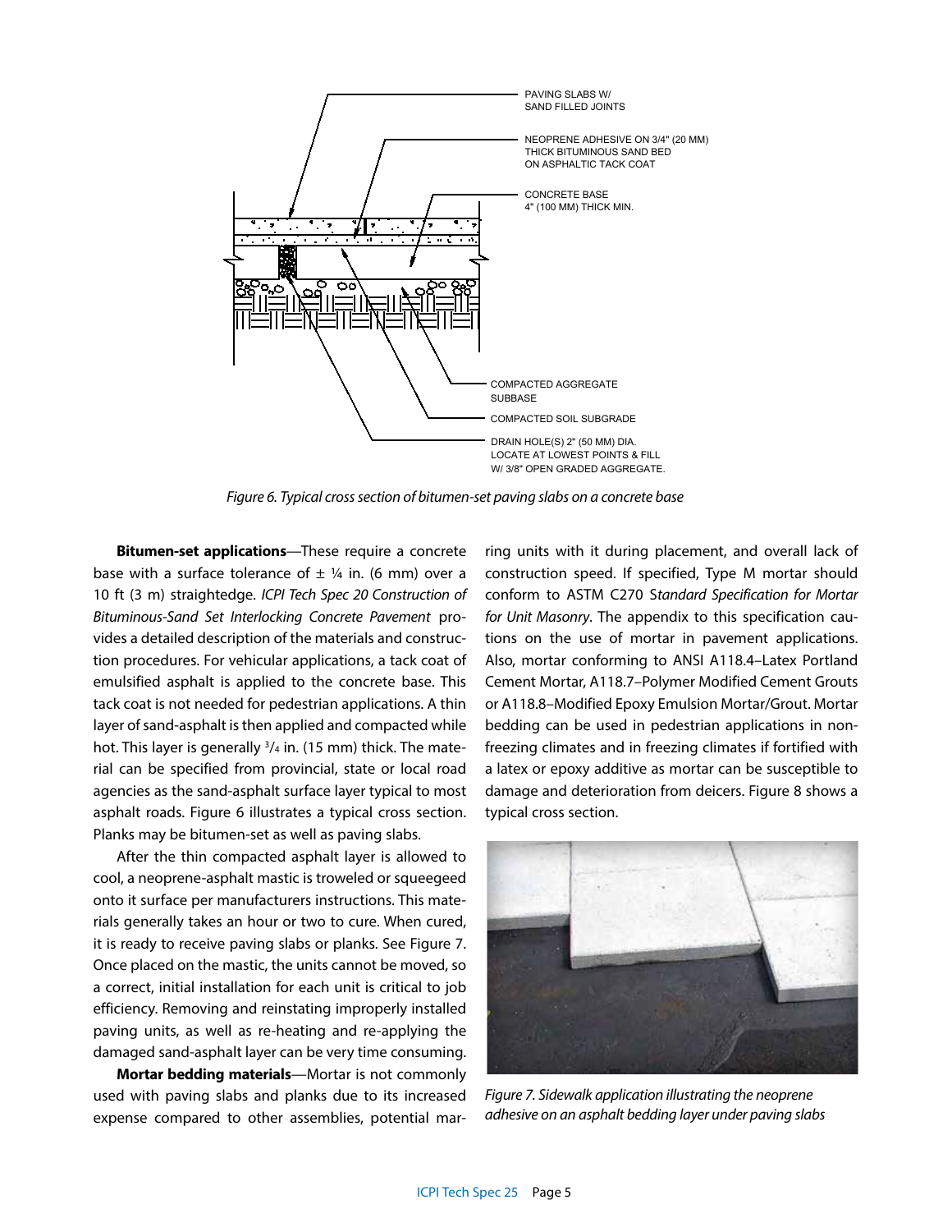PAVING SLABS W/ SAND FILLED JOINTS

NEOPRENE ADHESIVE ON 3/4" (20 MM) THICK BITUMINOUS SAND BED ON ASPHALTIC TACK COAT

CONCRETE BASE 4" (100 MM) THICK MIN.

COMPACTED AGGREGATE SUBBASE

COMPACTED SOIL SUBGRADE

DRAIN HOLE(S) 2" (50 MM) DIA. LOCATE AT LOWEST POINTS & FILL W/ 3/8" OPEN GRADED AGGREGATE.

*Figure 6. Typical cross section of bitumen-set paving slabs on a concrete base*

**Bitumen-set applications**—These require a concrete base with a surface tolerance of ± ¼ in. (6 mm) over a 10 ft (3 m) straightedge. *ICPI Tech Spec 20 Construction of Bituminous-Sand Set Interlocking Concrete Pavement* provides a detailed description of the materials and construction procedures. For vehicular applications, a tack coat of emulsified asphalt is applied to the concrete base. This tack coat is not needed for pedestrian applications. A thin layer of sand-asphalt is then applied and compacted while hot. This layer is generally ¾ in. (15 mm) thick. The material can be specified from provincial, state or local road agencies as the sand-asphalt surface layer typical to most asphalt roads. Figure 6 illustrates a typical cross section. Planks may be bitumen-set as well as paving slabs.

After the thin compacted asphalt layer is allowed to cool, a neoprene-asphalt mastic is troweled or squeegeed onto it surface per manufacturers instructions. This materials generally takes an hour or two to cure. When cured, it is ready to receive paving slabs or planks. See Figure 7. Once placed on the mastic, the units cannot be moved, so a correct, initial installation for each unit is critical to job efficiency. Removing and reinstating improperly installed paving units, as well as re-heating and re-applying the damaged sand-asphalt layer can be very time consuming.

**Mortar bedding materials**—Mortar is not commonly used with paving slabs and planks due to its increased expense compared to other assemblies, potential marring units with it during placement, and overall lack of construction speed. If specified, Type M mortar should conform to ASTM C270 S*tandard Specification for Mortar for Unit Masonry*. The appendix to this specification cautions on the use of mortar in pavement applications. Also, mortar conforming to ANSI A118.4–Latex Portland Cement Mortar, A118.7–Polymer Modified Cement Grouts or A118.8–Modified Epoxy Emulsion Mortar/Grout. Mortar bedding can be used in pedestrian applications in non-freezing climates and in freezing climates if fortified with a latex or epoxy additive as mortar can be susceptible to damage and deterioration from deicers. Figure 8 shows a typical cross section.

*Figure 7. Sidewalk application illustrating the neoprene adhesive on an asphalt bedding layer under paving slabs*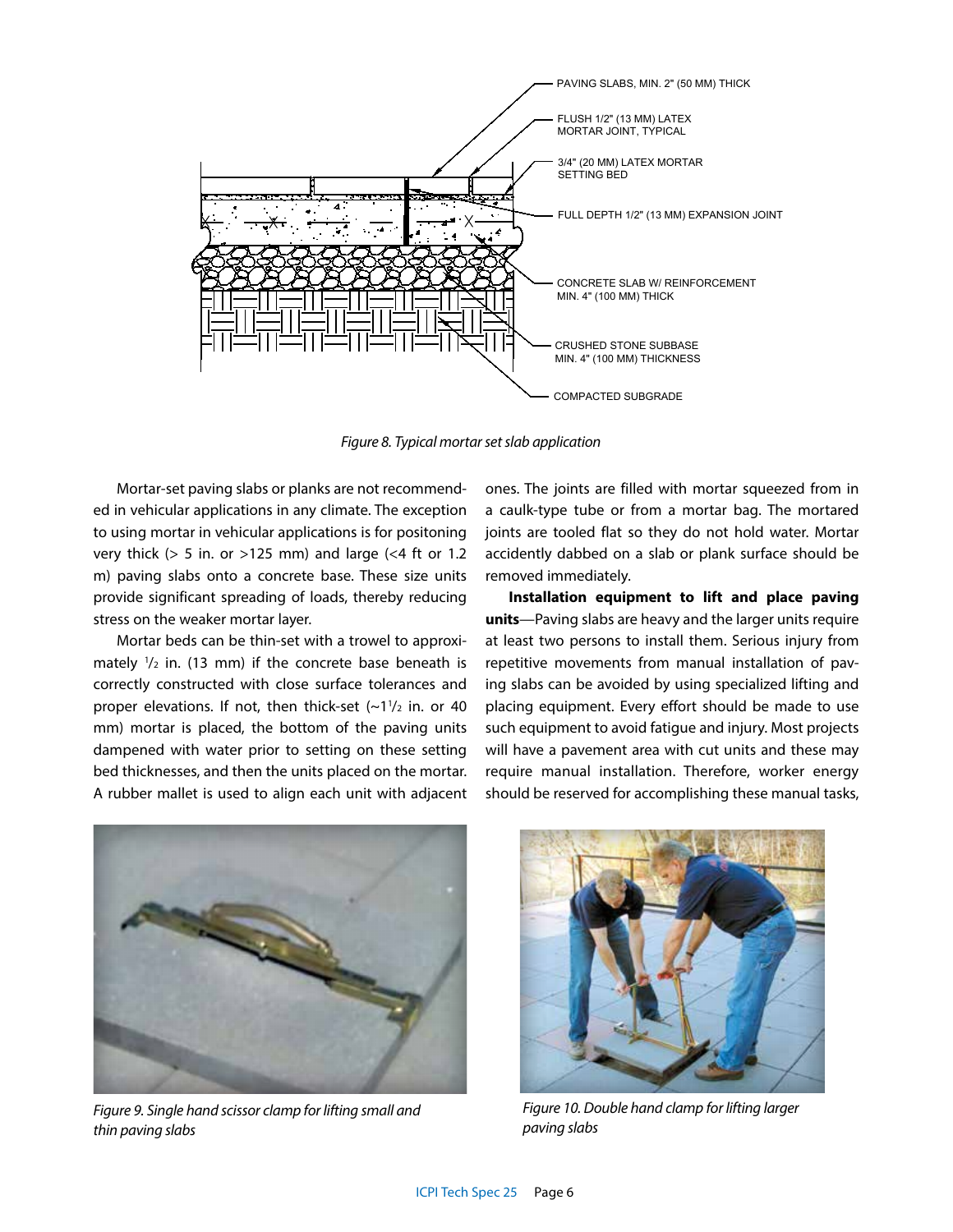PAVING SLABS, MIN. 2" (50 MM) THICK

FLUSH 1/2" (13 MM) LATEX MORTAR JOINT, TYPICAL

3/4" (20 MM) LATEX MORTAR SETTING BED

FULL DEPTH 1/2" (13 MM) EXPANSION JOINT

CONCRETE SLAB W/ REINFORCEMENT MIN. 4" (100 MM) THICK

CRUSHED STONE SUBBASE MIN. 4" (100 MM) THICKNESS

COMPACTED SUBGRADE

*Figure 8. Typical mortar set slab application*

Mortar-set paving slabs or planks are not recommended in vehicular applications in any climate. The exception to using mortar in vehicular applications is for positoning very thick (> 5 in. or >125 mm) and large (<4 ft or 1.2 m) paving slabs onto a concrete base. These size units provide significant spreading of loads, thereby reducing stress on the weaker mortar layer.

Mortar beds can be thin-set with a trowel to approximately 1/2 in. (13 mm) if the concrete base beneath is correctly constructed with close surface tolerances and proper elevations. If not, then thick-set (~1 1/2 in. or 40 mm) mortar is placed, the bottom of the paving units dampened with water prior to setting on these setting bed thicknesses, and then the units placed on the mortar. A rubber mallet is used to align each unit with adjacent ones. The joints are filled with mortar squeezed from in a caulk-type tube or from a mortar bag. The mortared joints are tooled flat so they do not hold water. Mortar accidently dabbed on a slab or plank surface should be removed immediately.

**Installation equipment to lift and place paving units**—Paving slabs are heavy and the larger units require at least two persons to install them. Serious injury from repetitive movements from manual installation of paving slabs can be avoided by using specialized lifting and placing equipment. Every effort should be made to use such equipment to avoid fatigue and injury. Most projects will have a pavement area with cut units and these may require manual installation. Therefore, worker energy should be reserved for accomplishing these manual tasks,

*Figure 9. Single hand scissor clamp for lifting small and thin paving slabs*

*Figure 10. Double hand clamp for lifting larger paving slabs*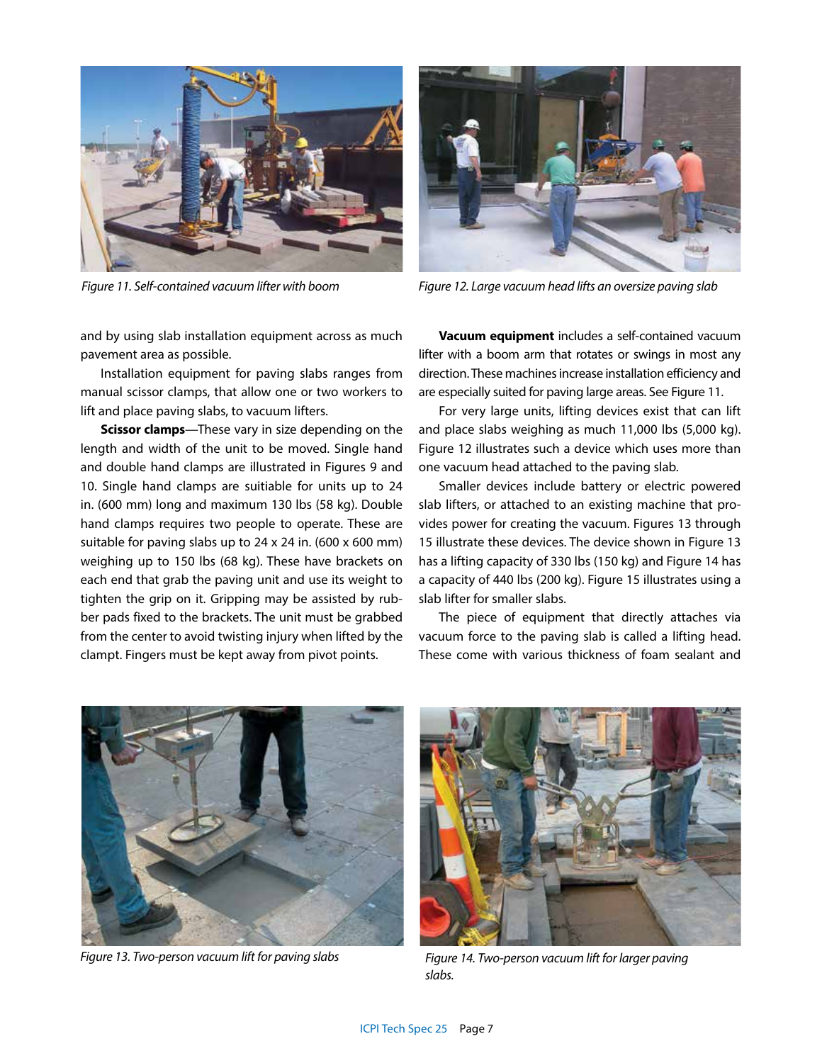Figure 11. Self-contained vacuum lifter with boom

Figure 12. Large vacuum head lifts an oversize paving slab

and by using slab installation equipment across as much pavement area as possible.

Installation equipment for paving slabs ranges from manual scissor clamps, that allow one or two workers to lift and place paving slabs, to vacuum lifters.

**Scissor clamps**—These vary in size depending on the length and width of the unit to be moved. Single hand and double hand clamps are illustrated in Figures 9 and 10. Single hand clamps are suitiable for units up to 24 in. (600 mm) long and maximum 130 lbs (58 kg). Double hand clamps requires two people to operate. These are suitable for paving slabs up to 24 x 24 in. (600 x 600 mm) weighing up to 150 lbs (68 kg). These have brackets on each end that grab the paving unit and use its weight to tighten the grip on it. Gripping may be assisted by rubber pads fixed to the brackets. The unit must be grabbed from the center to avoid twisting injury when lifted by the clampt. Fingers must be kept away from pivot points.

**Vacuum equipment** includes a self-contained vacuum lifter with a boom arm that rotates or swings in most any direction. These machines increase installation efficiency and are especially suited for paving large areas. See Figure 11.

For very large units, lifting devices exist that can lift and place slabs weighing as much 11,000 lbs (5,000 kg). Figure 12 illustrates such a device which uses more than one vacuum head attached to the paving slab.

Smaller devices include battery or electric powered slab lifters, or attached to an existing machine that provides power for creating the vacuum. Figures 13 through 15 illustrate these devices. The device shown in Figure 13 has a lifting capacity of 330 lbs (150 kg) and Figure 14 has a capacity of 440 lbs (200 kg). Figure 15 illustrates using a slab lifter for smaller slabs.

The piece of equipment that directly attaches via vacuum force to the paving slab is called a lifting head. These come with various thickness of foam sealant and

Figure 13. Two-person vacuum lift for paving slabs

Figure 14. Two-person vacuum lift for larger paving slabs.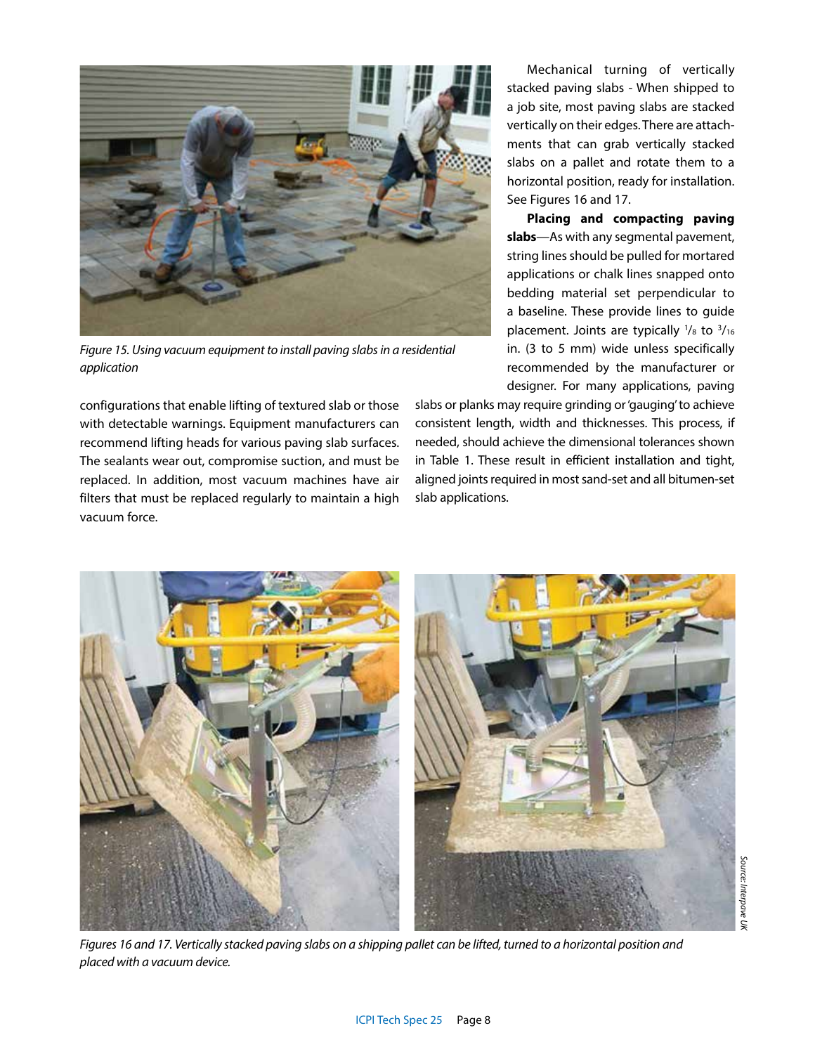Figure 15. Using vacuum equipment to install paving slabs in a residential application

configurations that enable lifting of textured slab or those with detectable warnings. Equipment manufacturers can recommend lifting heads for various paving slab surfaces. The sealants wear out, compromise suction, and must be replaced. In addition, most vacuum machines have air filters that must be replaced regularly to maintain a high vacuum force.

Mechanical turning of vertically stacked paving slabs - When shipped to a job site, most paving slabs are stacked vertically on their edges. There are attachments that can grab vertically stacked slabs on a pallet and rotate them to a horizontal position, ready for installation. See Figures 16 and 17.

**Placing and compacting paving slabs**—As with any segmental pavement, string lines should be pulled for mortared applications or chalk lines snapped onto bedding material set perpendicular to a baseline. These provide lines to guide placement. Joints are typically $^{1}/_{8}$ to $^{3}/_{16}$ in. (3 to 5 mm) wide unless specifically recommended by the manufacturer or designer. For many applications, paving slabs or planks may require grinding or 'gauging' to achieve consistent length, width and thicknesses. This process, if needed, should achieve the dimensional tolerances shown in Table 1. These result in efficient installation and tight, aligned joints required in most sand-set and all bitumen-set slab applications.

Source: Interpave UK

Figures 16 and 17. Vertically stacked paving slabs on a shipping pallet can be lifted, turned to a horizontal position and placed with a vacuum device.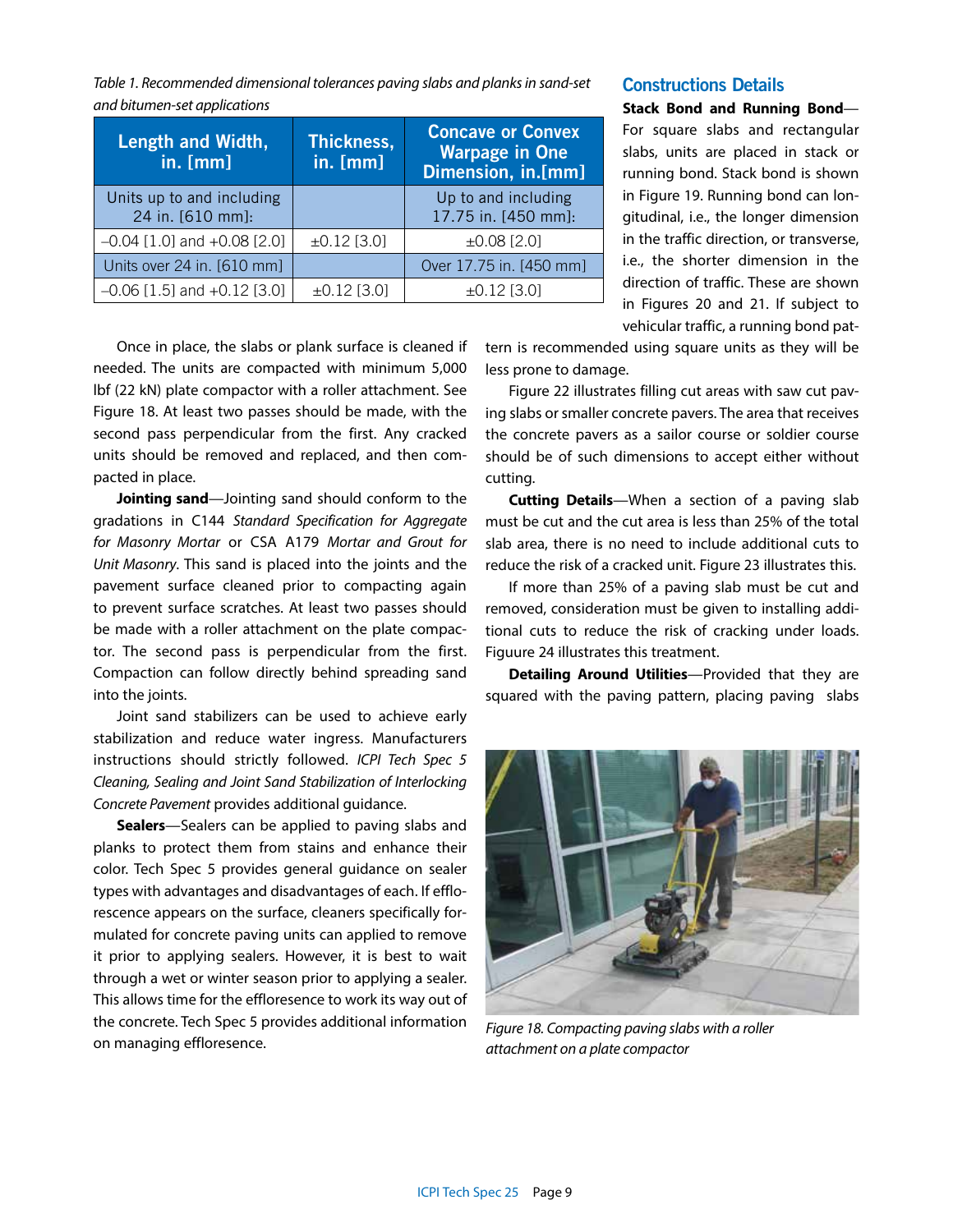*Table 1. Recommended dimensional tolerances paving slabs and planks in sand-set and bitumen-set applications*

| Length and Width, in. [mm] | Thickness, in. [mm] | Concave or Convex Warpage in One Dimension, in.[mm] |
|---|---|---|
| Units up to and including 24 in. [610 mm]: | | Up to and including 17.75 in. [450 mm]: |
| –0.04 [1.0] and +0.08 [2.0] | ±0.12 [3.0] | ±0.08 [2.0] |
| Units over 24 in. [610 mm] | | Over 17.75 in. [450 mm] |
| –0.06 [1.5] and +0.12 [3.0] | ±0.12 [3.0] | ±0.12 [3.0] |

Once in place, the slabs or plank surface is cleaned if needed. The units are compacted with minimum 5,000 lbf (22 kN) plate compactor with a roller attachment. See Figure 18. At least two passes should be made, with the second pass perpendicular from the first. Any cracked units should be removed and replaced, and then compacted in place.

**Jointing sand**—Jointing sand should conform to the gradations in C144 *Standard Specification for Aggregate for Masonry Mortar* or CSA A179 *Mortar and Grout for Unit Masonry*. This sand is placed into the joints and the pavement surface cleaned prior to compacting again to prevent surface scratches. At least two passes should be made with a roller attachment on the plate compactor. The second pass is perpendicular from the first. Compaction can follow directly behind spreading sand into the joints.

Joint sand stabilizers can be used to achieve early stabilization and reduce water ingress. Manufacturers instructions should strictly followed. *ICPI Tech Spec 5 Cleaning, Sealing and Joint Sand Stabilization of Interlocking Concrete Pavement* provides additional guidance.

**Sealers**—Sealers can be applied to paving slabs and planks to protect them from stains and enhance their color. Tech Spec 5 provides general guidance on sealer types with advantages and disadvantages of each. If efflorescence appears on the surface, cleaners specifically formulated for concrete paving units can applied to remove it prior to applying sealers. However, it is best to wait through a wet or winter season prior to applying a sealer. This allows time for the efflorescence to work its way out of the concrete. Tech Spec 5 provides additional information on managing efflorescence.

## Constructions Details

**Stack Bond and Running Bond**—For square slabs and rectangular slabs, units are placed in stack or running bond. Stack bond is shown in Figure 19. Running bond can longitudinal, i.e., the longer dimension in the traffic direction, or transverse, i.e., the shorter dimension in the direction of traffic. These are shown in Figures 20 and 21. If subject to vehicular traffic, a running bond pattern is recommended using square units as they will be less prone to damage.

Figure 22 illustrates filling cut areas with saw cut paving slabs or smaller concrete pavers. The area that receives the concrete pavers as a sailor course or soldier course should be of such dimensions to accept either without cutting.

**Cutting Details**—When a section of a paving slab must be cut and the cut area is less than 25% of the total slab area, there is no need to include additional cuts to reduce the risk of a cracked unit. Figure 23 illustrates this.

If more than 25% of a paving slab must be cut and removed, consideration must be given to installing additional cuts to reduce the risk of cracking under loads. Figuure 24 illustrates this treatment.

**Detailing Around Utilities**—Provided that they are squared with the paving pattern, placing paving slabs

*Figure 18. Compacting paving slabs with a roller attachment on a plate compactor*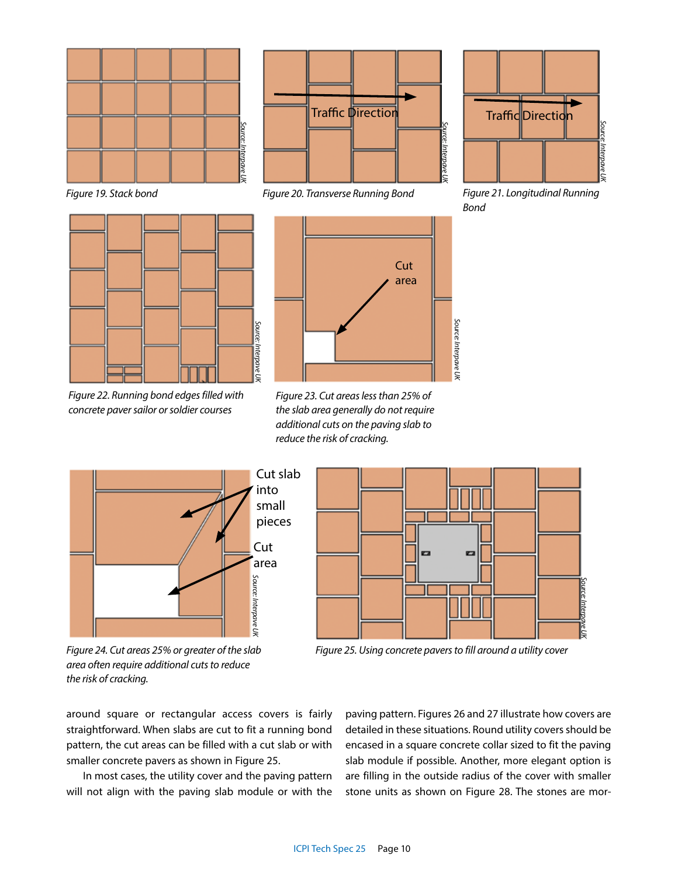Figure 19. Stack bond

Figure 20. Transverse Running Bond

Figure 21. Longitudinal Running Bond

Figure 22. Running bond edges filled with concrete paver sailor or soldier courses

Figure 23. Cut areas less than 25% of the slab area generally do not require additional cuts on the paving slab to reduce the risk of cracking.

Figure 24. Cut areas 25% or greater of the slab area often require additional cuts to reduce the risk of cracking.

Figure 25. Using concrete pavers to fill around a utility cover

around square or rectangular access covers is fairly straightforward. When slabs are cut to fit a running bond pattern, the cut areas can be filled with a cut slab or with smaller concrete pavers as shown in Figure 25.

In most cases, the utility cover and the paving pattern will not align with the paving slab module or with the paving pattern. Figures 26 and 27 illustrate how covers are detailed in these situations. Round utility covers should be encased in a square concrete collar sized to fit the paving slab module if possible. Another, more elegant option is are filling in the outside radius of the cover with smaller stone units as shown on Figure 28. The stones are mor-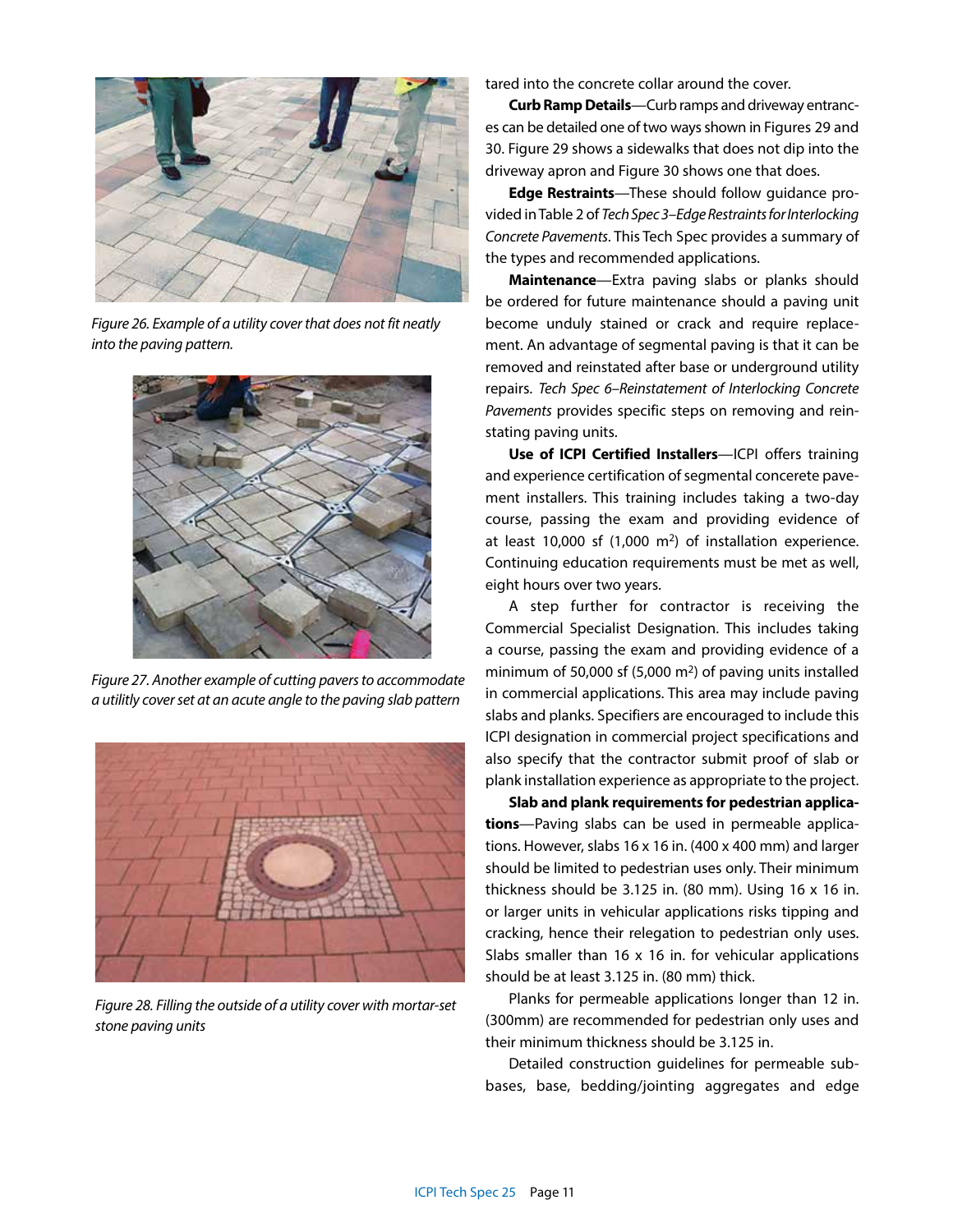Figure 26. Example of a utility cover that does not fit neatly into the paving pattern.

Figure 27. Another example of cutting pavers to accommodate a utililty cover set at an acute angle to the paving slab pattern

Figure 28. Filling the outside of a utility cover with mortar-set stone paving units

tared into the concrete collar around the cover.

**Curb Ramp Details**—Curb ramps and driveway entrances can be detailed one of two ways shown in Figures 29 and 30. Figure 29 shows a sidewalks that does not dip into the driveway apron and Figure 30 shows one that does.

**Edge Restraints**—These should follow guidance provided in Table 2 of *Tech Spec 3–Edge Restraints for Interlocking Concrete Pavements*. This Tech Spec provides a summary of the types and recommended applications.

**Maintenance**—Extra paving slabs or planks should be ordered for future maintenance should a paving unit become unduly stained or crack and require replacement. An advantage of segmental paving is that it can be removed and reinstated after base or underground utility repairs. *Tech Spec 6–Reinstatement of Interlocking Concrete Pavements* provides specific steps on removing and reinstating paving units.

**Use of ICPI Certified Installers**—ICPI offers training and experience certification of segmental concrete pavement installers. This training includes taking a two-day course, passing the exam and providing evidence of at least 10,000 sf (1,000 m$^2$) of installation experience. Continuing education requirements must be met as well, eight hours over two years.

A step further for contractor is receiving the Commercial Specialist Designation. This includes taking a course, passing the exam and providing evidence of a minimum of 50,000 sf (5,000 m$^2$) of paving units installed in commercial applications. This area may include paving slabs and planks. Specifiers are encouraged to include this ICPI designation in commercial project specifications and also specify that the contractor submit proof of slab or plank installation experience as appropriate to the project.

**Slab and plank requirements for pedestrian applications**—Paving slabs can be used in permeable applications. However, slabs 16 x 16 in. (400 x 400 mm) and larger should be limited to pedestrian uses only. Their minimum thickness should be 3.125 in. (80 mm). Using 16 x 16 in. or larger units in vehicular applications risks tipping and cracking, hence their relegation to pedestrian only uses. Slabs smaller than 16 x 16 in. for vehicular applications should be at least 3.125 in. (80 mm) thick.

Planks for permeable applications longer than 12 in. (300mm) are recommended for pedestrian only uses and their minimum thickness should be 3.125 in.

Detailed construction guidelines for permeable subbases, base, bedding/jointing aggregates and edge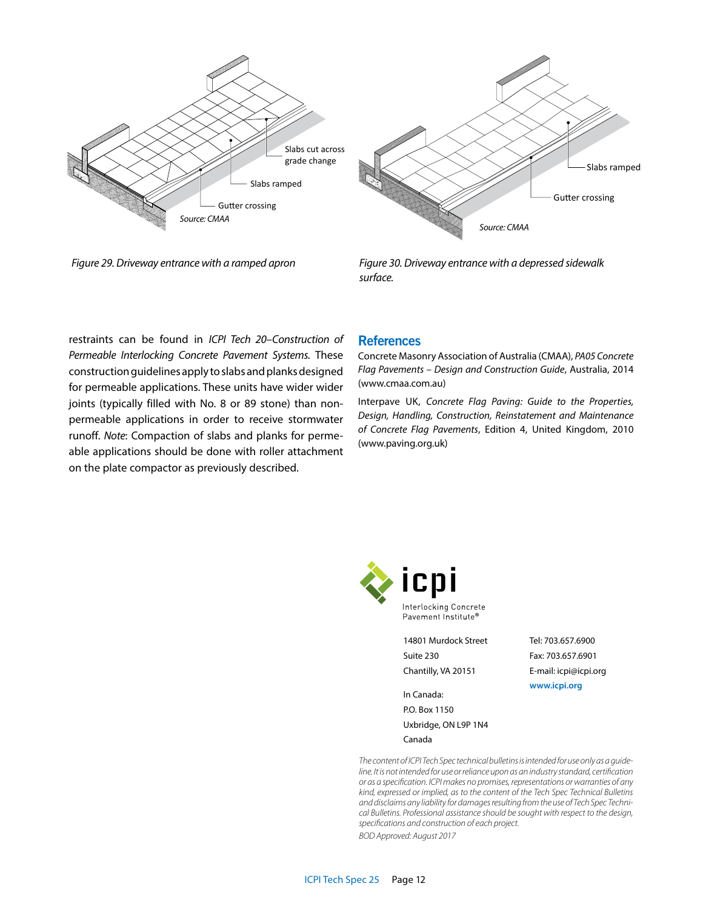Slabs cut across grade change

Slabs ramped

Gutter crossing

Source: CMAA

*Figure 29. Driveway entrance with a ramped apron*

Slabs ramped

Gutter crossing

Source: CMAA

*Figure 30. Driveway entrance with a depressed sidewalk surface.*

restraints can be found in *ICPI Tech 20–Construction of Permeable Interlocking Concrete Pavement Systems.* These construction guidelines apply to slabs and planks designed for permeable applications. These units have wider wider joints (typically filled with No. 8 or 89 stone) than non-permeable applications in order to receive stormwater runoff. *Note*: Compaction of slabs and planks for permeable applications should be done with roller attachment on the plate compactor as previously described.

## References

Concrete Masonry Association of Australia (CMAA), *PA05 Concrete Flag Pavements – Design and Construction Guide*, Australia, 2014 (www.cmaa.com.au)

Interpave UK, *Concrete Flag Paving: Guide to the Properties, Design, Handling, Construction, Reinstatement and Maintenance of Concrete Flag Pavements*, Edition 4, United Kingdom, 2010 (www.paving.org.uk)

icpi

Interlocking Concrete Pavement Institute®

14801 Murdock Street
Suite 230
Chantilly, VA 20151

In Canada:
P.O. Box 1150
Uxbridge, ON L9P 1N4
Canada

Tel: 703.657.6900
Fax: 703.657.6901
E-mail: icpi@icpi.org
**www.icpi.org**

*The content of ICPI Tech Spec technical bulletins is intended for use only as a guideline. It is not intended for use or reliance upon as an industry standard, certification or as a specification. ICPI makes no promises, representations or warranties of any kind, expressed or implied, as to the content of the Tech Spec Technical Bulletins and disclaims any liability for damages resulting from the use of Tech Spec Technical Bulletins. Professional assistance should be sought with respect to the design, specifications and construction of each project.*

*BOD Approved: August 2017*